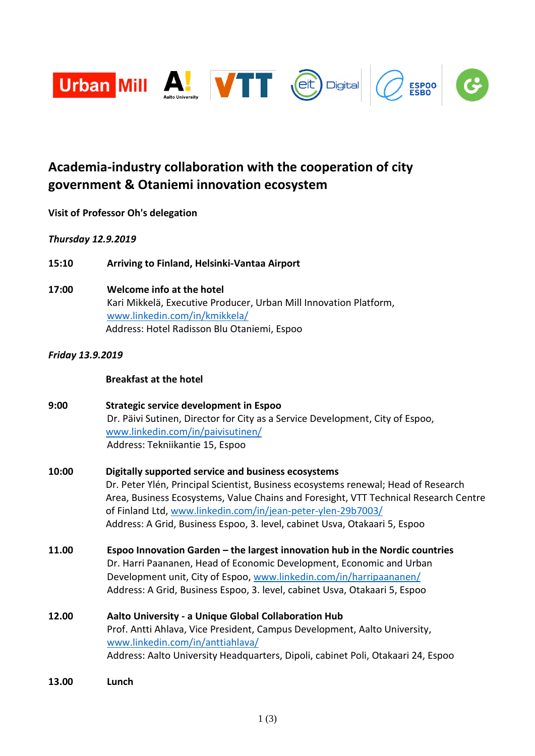# Academia-industry collaboration with the cooperation of city government & Otaniemi innovation ecosystem

**Visit of Professor Oh's delegation**

***Thursday 12.9.2019***

**15:10** **Arriving to Finland, Helsinki-Vantaa Airport**

**17:00** **Welcome info at the hotel**
Kari Mikkelä, Executive Producer, Urban Mill Innovation Platform, www.linkedin.com/in/kmikkela/
Address: Hotel Radisson Blu Otaniemi, Espoo

***Friday 13.9.2019***

**Breakfast at the hotel**

**9:00** **Strategic service development in Espoo**
Dr. Päivi Sutinen, Director for City as a Service Development, City of Espoo, www.linkedin.com/in/paivisutinen/
Address: Tekniikantie 15, Espoo

**10:00** **Digitally supported service and business ecosystems**
Dr. Peter Ylén, Principal Scientist, Business ecosystems renewal; Head of Research Area, Business Ecosystems, Value Chains and Foresight, VTT Technical Research Centre of Finland Ltd, www.linkedin.com/in/jean-peter-ylen-29b7003/
Address: A Grid, Business Espoo, 3. level, cabinet Usva, Otakaari 5, Espoo

**11.00** **Espoo Innovation Garden – the largest innovation hub in the Nordic countries**
Dr. Harri Paananen, Head of Economic Development, Economic and Urban Development unit, City of Espoo, www.linkedin.com/in/harripaananen/
Address: A Grid, Business Espoo, 3. level, cabinet Usva, Otakaari 5, Espoo

**12.00** **Aalto University - a Unique Global Collaboration Hub**
Prof. Antti Ahlava, Vice President, Campus Development, Aalto University, www.linkedin.com/in/anttiahlava/
Address: Aalto University Headquarters, Dipoli, cabinet Poli, Otakaari 24, Espoo

**13.00** **Lunch**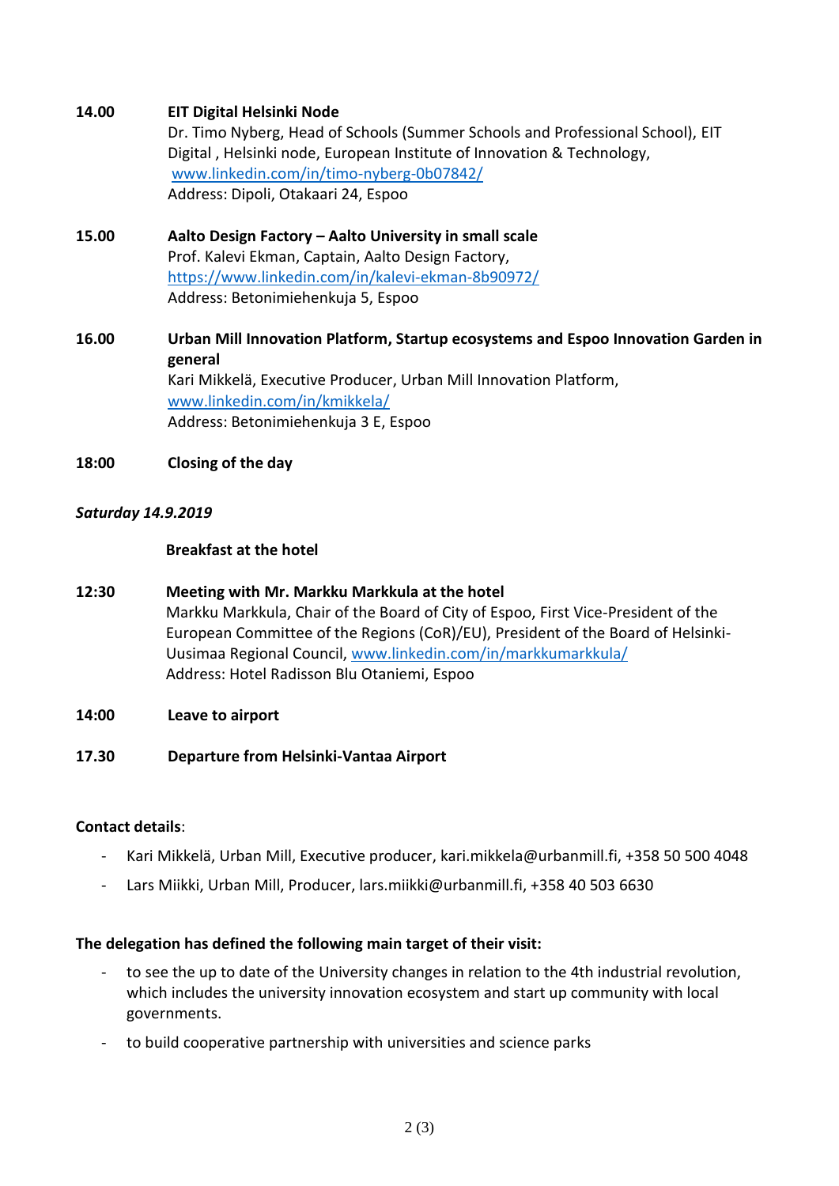**14.00** **EIT Digital Helsinki Node**
Dr. Timo Nyberg, Head of Schools (Summer Schools and Professional School), EIT Digital , Helsinki node, European Institute of Innovation & Technology,
[www.linkedin.com/in/timo-nyberg-0b07842/](www.linkedin.com/in/timo-nyberg-0b07842/)
Address: Dipoli, Otakaari 24, Espoo

**15.00** **Aalto Design Factory – Aalto University in small scale**
Prof. Kalevi Ekman, Captain, Aalto Design Factory,
[https://www.linkedin.com/in/kalevi-ekman-8b90972/](https://www.linkedin.com/in/kalevi-ekman-8b90972/)
Address: Betonimiehenkuja 5, Espoo

**16.00** **Urban Mill Innovation Platform, Startup ecosystems and Espoo Innovation Garden in general**
Kari Mikkelä, Executive Producer, Urban Mill Innovation Platform,
[www.linkedin.com/in/kmikkela/](www.linkedin.com/in/kmikkela/)
Address: Betonimiehenkuja 3 E, Espoo

**18:00** **Closing of the day**

***Saturday 14.9.2019***

**Breakfast at the hotel**

**12:30** **Meeting with Mr. Markku Markkula at the hotel**
Markku Markkula, Chair of the Board of City of Espoo, First Vice-President of the European Committee of the Regions (CoR)/EU), President of the Board of Helsinki-Uusimaa Regional Council, [www.linkedin.com/in/markkumarkkula/](www.linkedin.com/in/markkumarkkula/)
Address: Hotel Radisson Blu Otaniemi, Espoo

**14:00** **Leave to airport**

**17.30** **Departure from Helsinki-Vantaa Airport**

**Contact details**:

- Kari Mikkelä, Urban Mill, Executive producer, kari.mikkela@urbanmill.fi, +358 50 500 4048
- Lars Miikki, Urban Mill, Producer, lars.miikki@urbanmill.fi, +358 40 503 6630

**The delegation has defined the following main target of their visit:**

- to see the up to date of the University changes in relation to the 4th industrial revolution, which includes the university innovation ecosystem and start up community with local governments.
- to build cooperative partnership with universities and science parks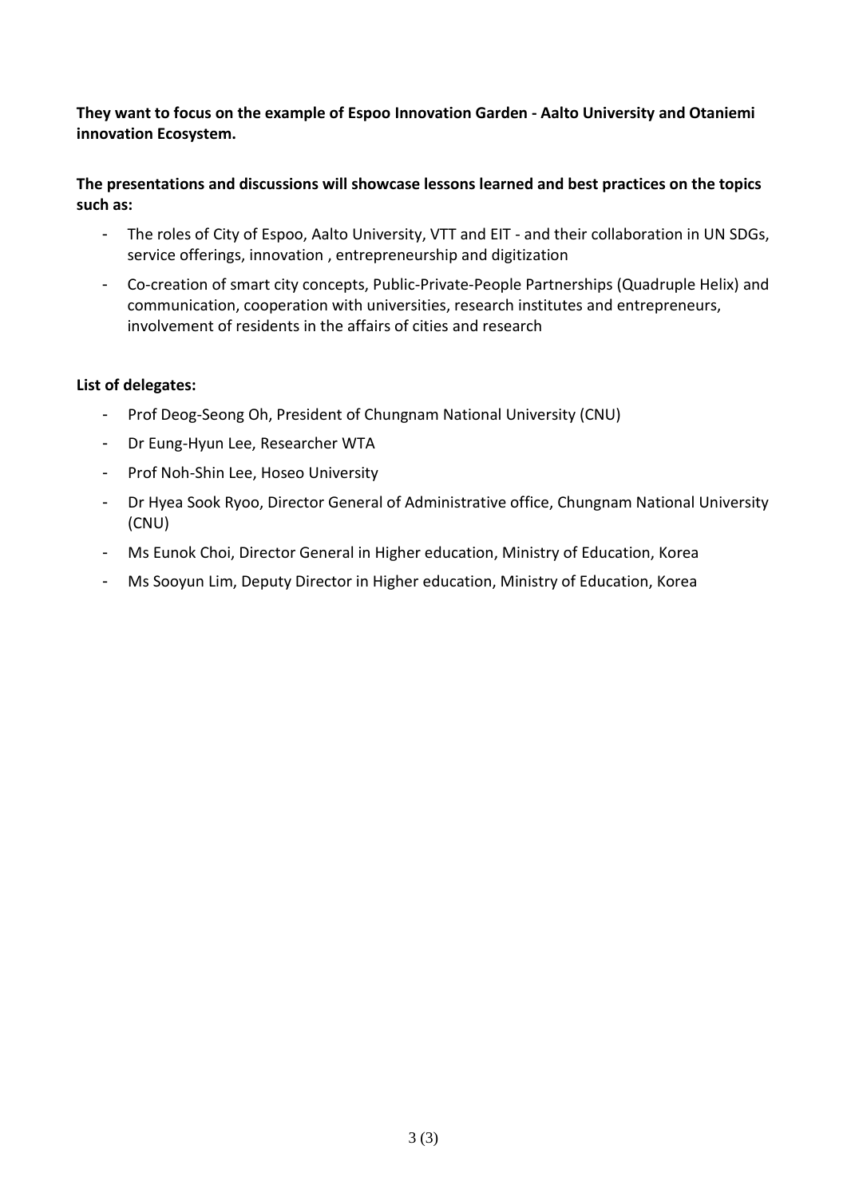**They want to focus on the example of Espoo Innovation Garden - Aalto University and Otaniemi innovation Ecosystem.**

**The presentations and discussions will showcase lessons learned and best practices on the topics such as:**

- The roles of City of Espoo, Aalto University, VTT and EIT - and their collaboration in UN SDGs, service offerings, innovation , entrepreneurship and digitization
- Co-creation of smart city concepts, Public-Private-People Partnerships (Quadruple Helix) and communication, cooperation with universities, research institutes and entrepreneurs, involvement of residents in the affairs of cities and research

**List of delegates:**

- Prof Deog-Seong Oh, President of Chungnam National University (CNU)
- Dr Eung-Hyun Lee, Researcher WTA
- Prof Noh-Shin Lee, Hoseo University
- Dr Hyea Sook Ryoo, Director General of Administrative office, Chungnam National University (CNU)
- Ms Eunok Choi, Director General in Higher education, Ministry of Education, Korea
- Ms Sooyun Lim, Deputy Director in Higher education, Ministry of Education, Korea